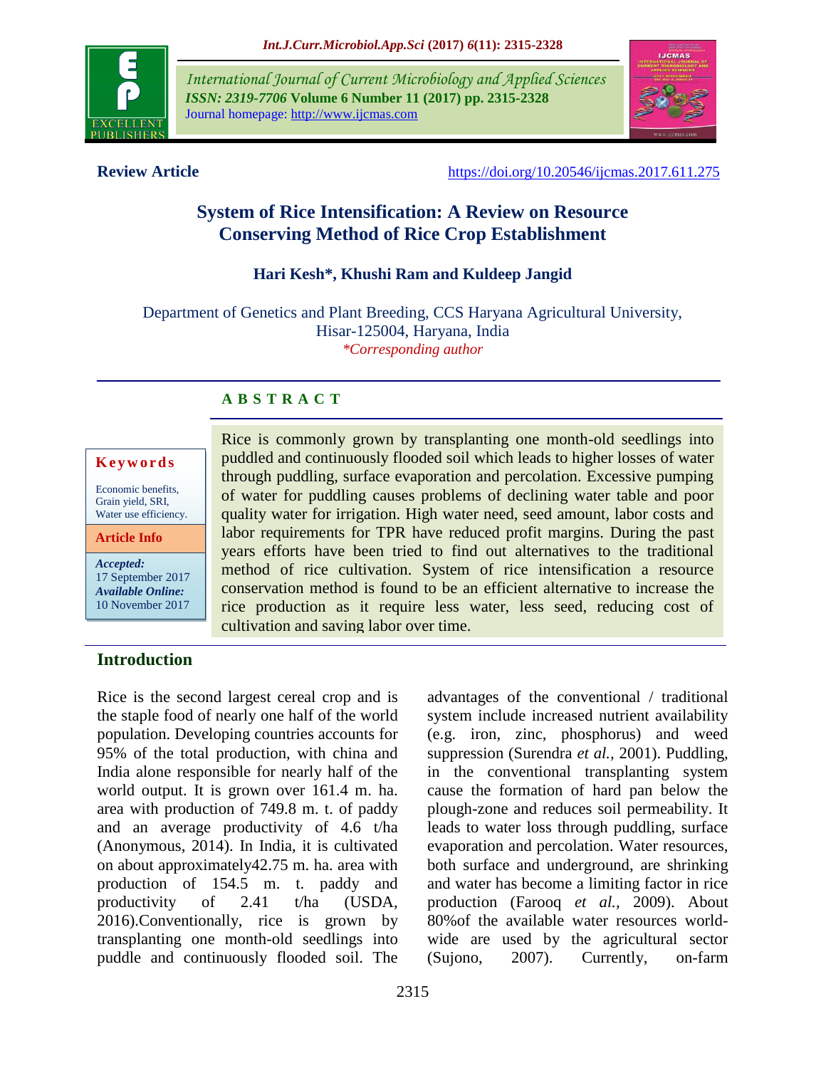**Review Article**

https://doi.org/10.20546/ijcmas.2017.611.275

# System of Rice Intensification: A Review on Resource Conserving Method of Rice Crop Establishment

**Hari Kesh*, Khushi Ram and Kuldeep Jangid**

Department of Genetics and Plant Breeding, CCS Haryana Agricultural University, Hisar-125004, Haryana, India

*\*Corresponding author*

**Keywords**

Economic benefits, Grain yield, SRI, Water use efficiency.

**Article Info**

*Accepted:* 17 September 2017

*Available Online:* 10 November 2017

## ABSTRACT

Rice is commonly grown by transplanting one month-old seedlings into puddled and continuously flooded soil which leads to higher losses of water through puddling, surface evaporation and percolation. Excessive pumping of water for puddling causes problems of declining water table and poor quality water for irrigation. High water need, seed amount, labor costs and labor requirements for TPR have reduced profit margins. During the past years efforts have been tried to find out alternatives to the traditional method of rice cultivation. System of rice intensification a resource conservation method is found to be an efficient alternative to increase the rice production as it require less water, less seed, reducing cost of cultivation and saving labor over time.

## Introduction

Rice is the second largest cereal crop and is the staple food of nearly one half of the world population. Developing countries accounts for 95% of the total production, with china and India alone responsible for nearly half of the world output. It is grown over 161.4 m. ha. area with production of 749.8 m. t. of paddy and an average productivity of 4.6 t/ha (Anonymous, 2014). In India, it is cultivated on about approximately42.75 m. ha. area with production of 154.5 m. t. paddy and productivity of 2.41 t/ha (USDA, 2016).Conventionally, rice is grown by transplanting one month-old seedlings into puddle and continuously flooded soil. The advantages of the conventional / traditional system include increased nutrient availability (e.g. iron, zinc, phosphorus) and weed suppression (Surendra *et al.,* 2001). Puddling, in the conventional transplanting system cause the formation of hard pan below the plough-zone and reduces soil permeability. It leads to water loss through puddling, surface evaporation and percolation. Water resources, both surface and underground, are shrinking and water has become a limiting factor in rice production (Farooq *et al.,* 2009). About 80%of the available water resources world-wide are used by the agricultural sector (Sujono, 2007). Currently, on-farm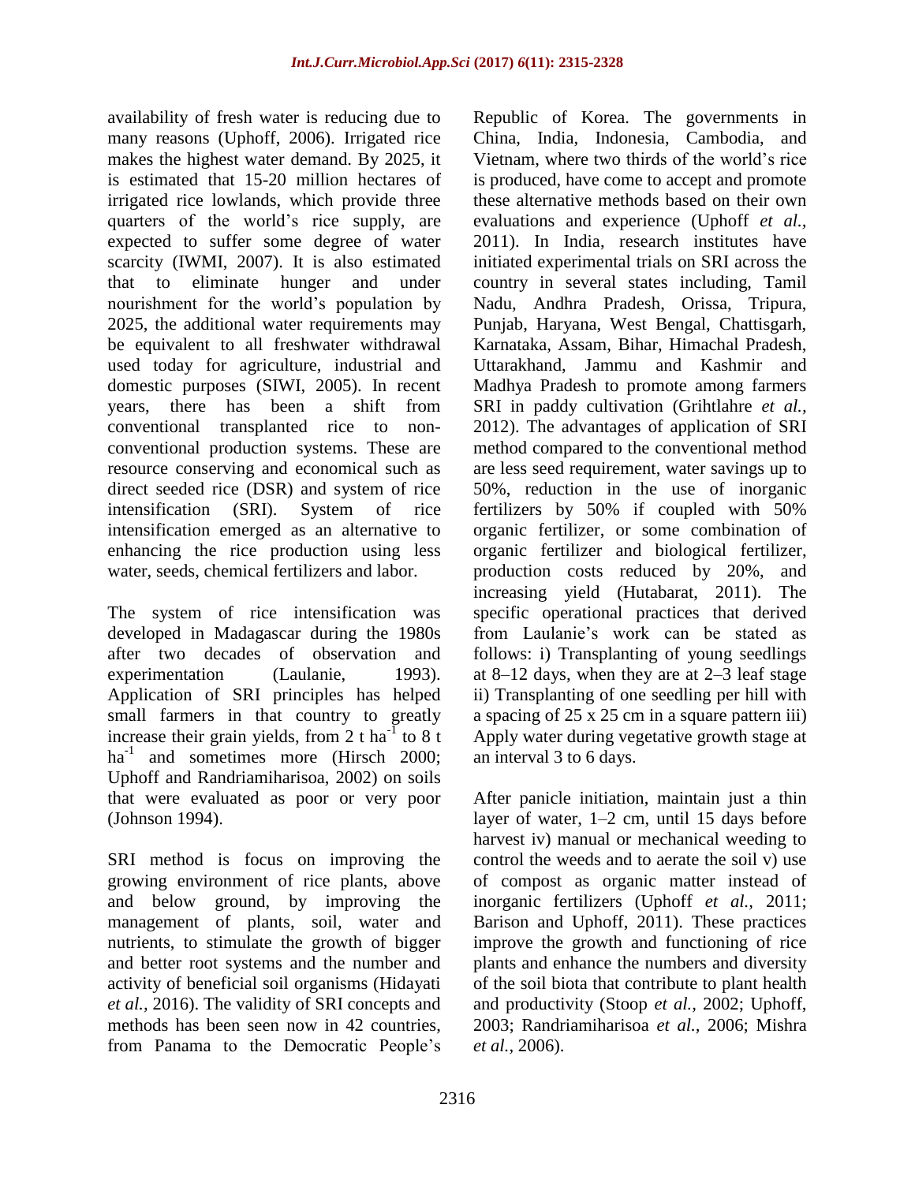availability of fresh water is reducing due to many reasons (Uphoff, 2006). Irrigated rice makes the highest water demand. By 2025, it is estimated that 15-20 million hectares of irrigated rice lowlands, which provide three quarters of the world's rice supply, are expected to suffer some degree of water scarcity (IWMI, 2007). It is also estimated that to eliminate hunger and under nourishment for the world's population by 2025, the additional water requirements may be equivalent to all freshwater withdrawal used today for agriculture, industrial and domestic purposes (SIWI, 2005). In recent years, there has been a shift from conventional transplanted rice to non-conventional production systems. These are resource conserving and economical such as direct seeded rice (DSR) and system of rice intensification (SRI). System of rice intensification emerged as an alternative to enhancing the rice production using less water, seeds, chemical fertilizers and labor.

The system of rice intensification was developed in Madagascar during the 1980s after two decades of observation and experimentation (Laulanie, 1993). Application of SRI principles has helped small farmers in that country to greatly increase their grain yields, from 2 t $ha^{-1}$ to 8 t $ha^{-1}$ and sometimes more (Hirsch 2000; Uphoff and Randriamiharisoa, 2002) on soils that were evaluated as poor or very poor (Johnson 1994).

SRI method is focus on improving the growing environment of rice plants, above and below ground, by improving the management of plants, soil, water and nutrients, to stimulate the growth of bigger and better root systems and the number and activity of beneficial soil organisms (Hidayati *et al.,* 2016). The validity of SRI concepts and methods has been seen now in 42 countries, from Panama to the Democratic People's Republic of Korea. The governments in China, India, Indonesia, Cambodia, and Vietnam, where two thirds of the world's rice is produced, have come to accept and promote these alternative methods based on their own evaluations and experience (Uphoff *et al.,* 2011). In India, research institutes have initiated experimental trials on SRI across the country in several states including, Tamil Nadu, Andhra Pradesh, Orissa, Tripura, Punjab, Haryana, West Bengal, Chattisgarh, Karnataka, Assam, Bihar, Himachal Pradesh, Uttarakhand, Jammu and Kashmir and Madhya Pradesh to promote among farmers SRI in paddy cultivation (Grihtlahre *et al.,* 2012). The advantages of application of SRI method compared to the conventional method are less seed requirement, water savings up to 50%, reduction in the use of inorganic fertilizers by 50% if coupled with 50% organic fertilizer, or some combination of organic fertilizer and biological fertilizer, production costs reduced by 20%, and increasing yield (Hutabarat, 2011). The specific operational practices that derived from Laulanie's work can be stated as follows: i) Transplanting of young seedlings at 8–12 days, when they are at 2–3 leaf stage ii) Transplanting of one seedling per hill with a spacing of 25 x 25 cm in a square pattern iii) Apply water during vegetative growth stage at an interval 3 to 6 days.

After panicle initiation, maintain just a thin layer of water, 1–2 cm, until 15 days before harvest iv) manual or mechanical weeding to control the weeds and to aerate the soil v) use of compost as organic matter instead of inorganic fertilizers (Uphoff *et al.,* 2011; Barison and Uphoff, 2011). These practices improve the growth and functioning of rice plants and enhance the numbers and diversity of the soil biota that contribute to plant health and productivity (Stoop *et al.,* 2002; Uphoff, 2003; Randriamiharisoa *et al.,* 2006; Mishra *et al.,* 2006).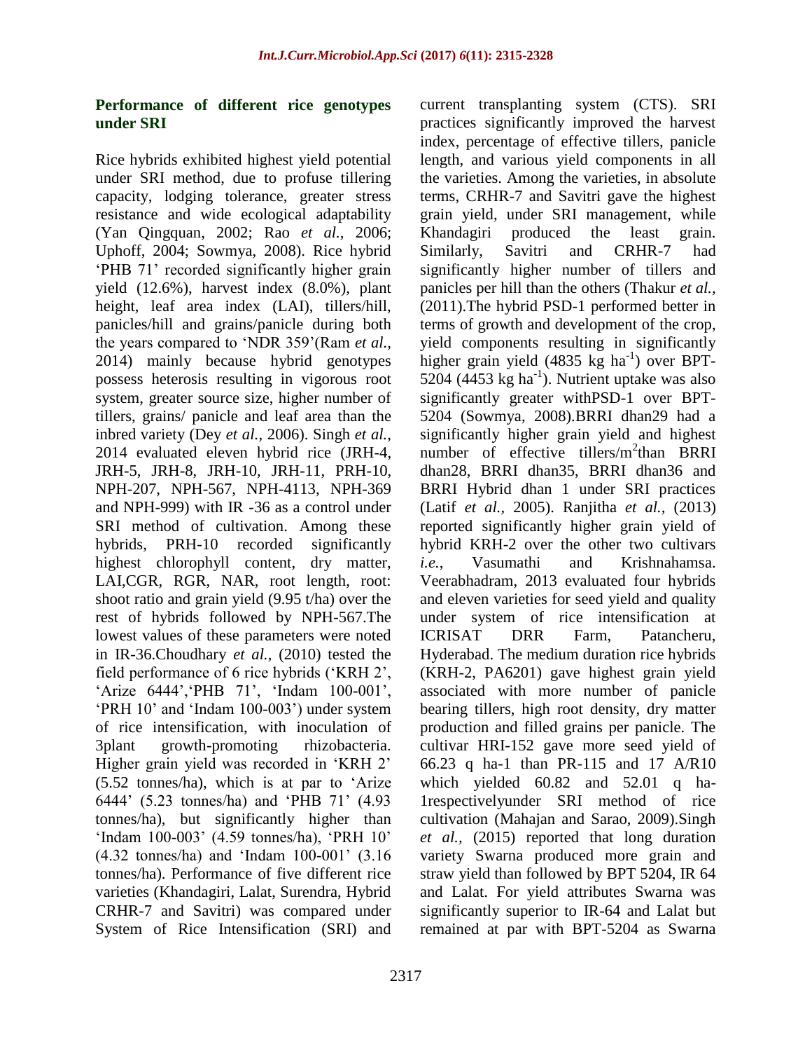### Performance of different rice genotypes under SRI

Rice hybrids exhibited highest yield potential under SRI method, due to profuse tillering capacity, lodging tolerance, greater stress resistance and wide ecological adaptability (Yan Qingquan, 2002; Rao *et al.,* 2006; Uphoff, 2004; Sowmya, 2008). Rice hybrid 'PHB 71' recorded significantly higher grain yield (12.6%), harvest index (8.0%), plant height, leaf area index (LAI), tillers/hill, panicles/hill and grains/panicle during both the years compared to 'NDR 359'(Ram *et al.,* 2014) mainly because hybrid genotypes possess heterosis resulting in vigorous root system, greater source size, higher number of tillers, grains/ panicle and leaf area than the inbred variety (Dey *et al.,* 2006). Singh *et al.,* 2014 evaluated eleven hybrid rice (JRH-4, JRH-5, JRH-8, JRH-10, JRH-11, PRH-10, NPH-207, NPH-567, NPH-4113, NPH-369 and NPH-999) with IR -36 as a control under SRI method of cultivation. Among these hybrids, PRH-10 recorded significantly highest chlorophyll content, dry matter, LAI,CGR, RGR, NAR, root length, root: shoot ratio and grain yield (9.95 t/ha) over the rest of hybrids followed by NPH-567.The lowest values of these parameters were noted in IR-36.Choudhary *et al.,* (2010) tested the field performance of 6 rice hybrids ('KRH 2', 'Arize 6444','PHB 71', 'Indam 100-001', 'PRH 10' and 'Indam 100-003') under system of rice intensification, with inoculation of 3plant growth-promoting rhizobacteria. Higher grain yield was recorded in 'KRH 2' (5.52 tonnes/ha), which is at par to 'Arize 6444' (5.23 tonnes/ha) and 'PHB 71' (4.93 tonnes/ha), but significantly higher than 'Indam 100-003' (4.59 tonnes/ha), 'PRH 10' (4.32 tonnes/ha) and 'Indam 100-001' (3.16 tonnes/ha). Performance of five different rice varieties (Khandagiri, Lalat, Surendra, Hybrid CRHR-7 and Savitri) was compared under System of Rice Intensification (SRI) and current transplanting system (CTS). SRI practices significantly improved the harvest index, percentage of effective tillers, panicle length, and various yield components in all the varieties. Among the varieties, in absolute terms, CRHR-7 and Savitri gave the highest grain yield, under SRI management, while Khandagiri produced the least grain. Similarly, Savitri and CRHR-7 had significantly higher number of tillers and panicles per hill than the others (Thakur *et al.,* (2011).The hybrid PSD-1 performed better in terms of growth and development of the crop, yield components resulting in significantly higher grain yield (4835 kg ha$^{-1}$) over BPT-5204 (4453 kg ha$^{-1}$). Nutrient uptake was also significantly greater withPSD-1 over BPT-5204 (Sowmya, 2008).BRRI dhan29 had a significantly higher grain yield and highest number of effective tillers/m$^2$than BRRI dhan28, BRRI dhan35, BRRI dhan36 and BRRI Hybrid dhan 1 under SRI practices (Latif *et al.,* 2005). Ranjitha *et al.,* (2013) reported significantly higher grain yield of hybrid KRH-2 over the other two cultivars *i.e.,* Vasumathi and Krishnahamsa. Veerabhadram, 2013 evaluated four hybrids and eleven varieties for seed yield and quality under system of rice intensification at ICRISAT DRR Farm, Patancheru, Hyderabad. The medium duration rice hybrids (KRH-2, PA6201) gave highest grain yield associated with more number of panicle bearing tillers, high root density, dry matter production and filled grains per panicle. The cultivar HRI-152 gave more seed yield of 66.23 q ha-1 than PR-115 and 17 A/R10 which yielded 60.82 and 52.01 q ha-1respectivelyunder SRI method of rice cultivation (Mahajan and Sarao, 2009).Singh *et al.,* (2015) reported that long duration variety Swarna produced more grain and straw yield than followed by BPT 5204, IR 64 and Lalat. For yield attributes Swarna was significantly superior to IR-64 and Lalat but remained at par with BPT-5204 as Swarna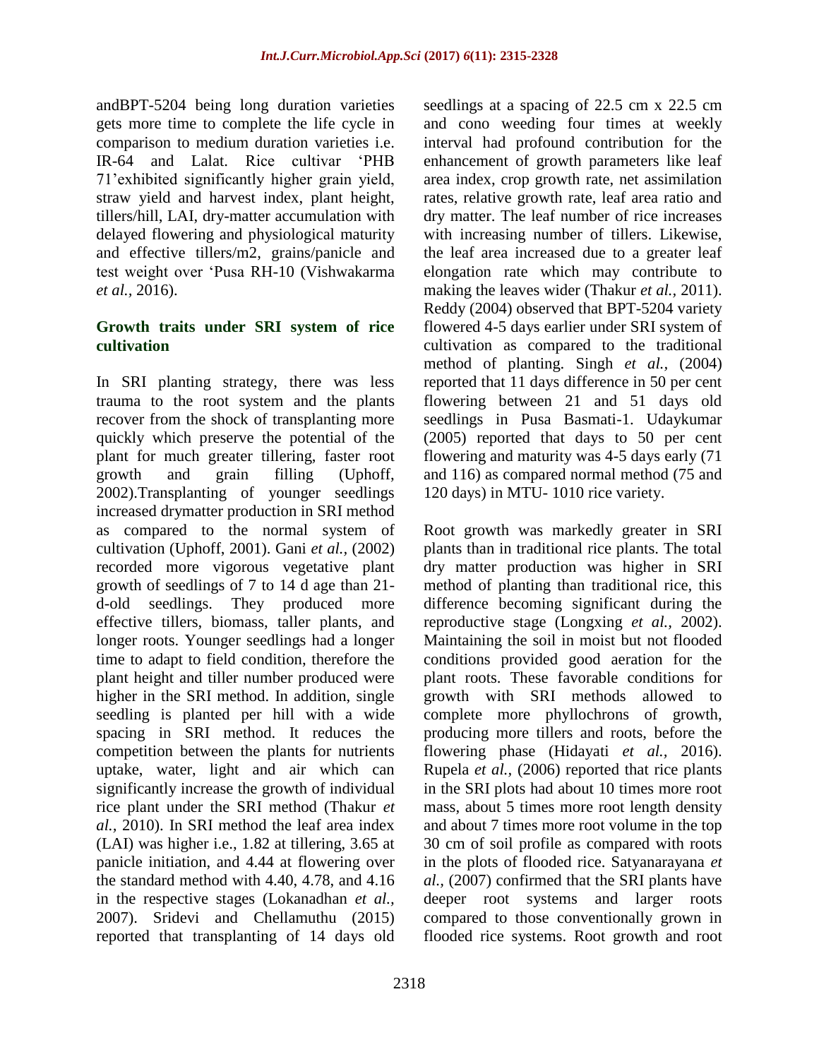andBPT-5204 being long duration varieties gets more time to complete the life cycle in comparison to medium duration varieties i.e. IR-64 and Lalat. Rice cultivar 'PHB 71'exhibited significantly higher grain yield, straw yield and harvest index, plant height, tillers/hill, LAI, dry-matter accumulation with delayed flowering and physiological maturity and effective tillers/m2, grains/panicle and test weight over 'Pusa RH-10 (Vishwakarma *et al.,* 2016).

## Growth traits under SRI system of rice cultivation

In SRI planting strategy, there was less trauma to the root system and the plants recover from the shock of transplanting more quickly which preserve the potential of the plant for much greater tillering, faster root growth and grain filling (Uphoff, 2002).Transplanting of younger seedlings increased drymatter production in SRI method as compared to the normal system of cultivation (Uphoff, 2001). Gani *et al.,* (2002) recorded more vigorous vegetative plant growth of seedlings of 7 to 14 d age than 21-d-old seedlings. They produced more effective tillers, biomass, taller plants, and longer roots. Younger seedlings had a longer time to adapt to field condition, therefore the plant height and tiller number produced were higher in the SRI method. In addition, single seedling is planted per hill with a wide spacing in SRI method. It reduces the competition between the plants for nutrients uptake, water, light and air which can significantly increase the growth of individual rice plant under the SRI method (Thakur *et al.,* 2010). In SRI method the leaf area index (LAI) was higher i.e., 1.82 at tillering, 3.65 at panicle initiation, and 4.44 at flowering over the standard method with 4.40, 4.78, and 4.16 in the respective stages (Lokanadhan *et al.,* 2007). Sridevi and Chellamuthu (2015) reported that transplanting of 14 days old seedlings at a spacing of 22.5 cm x 22.5 cm and cono weeding four times at weekly interval had profound contribution for the enhancement of growth parameters like leaf area index, crop growth rate, net assimilation rates, relative growth rate, leaf area ratio and dry matter. The leaf number of rice increases with increasing number of tillers. Likewise, the leaf area increased due to a greater leaf elongation rate which may contribute to making the leaves wider (Thakur *et al.,* 2011). Reddy (2004) observed that BPT-5204 variety flowered 4-5 days earlier under SRI system of cultivation as compared to the traditional method of planting. Singh *et al.,* (2004) reported that 11 days difference in 50 per cent flowering between 21 and 51 days old seedlings in Pusa Basmati-1. Udaykumar (2005) reported that days to 50 per cent flowering and maturity was 4-5 days early (71 and 116) as compared normal method (75 and 120 days) in MTU- 1010 rice variety.

Root growth was markedly greater in SRI plants than in traditional rice plants. The total dry matter production was higher in SRI method of planting than traditional rice, this difference becoming significant during the reproductive stage (Longxing *et al.,* 2002). Maintaining the soil in moist but not flooded conditions provided good aeration for the plant roots. These favorable conditions for growth with SRI methods allowed to complete more phyllochrons of growth, producing more tillers and roots, before the flowering phase (Hidayati *et al.,* 2016). Rupela *et al.,* (2006) reported that rice plants in the SRI plots had about 10 times more root mass, about 5 times more root length density and about 7 times more root volume in the top 30 cm of soil profile as compared with roots in the plots of flooded rice. Satyanarayana *et al.,* (2007) confirmed that the SRI plants have deeper root systems and larger roots compared to those conventionally grown in flooded rice systems. Root growth and root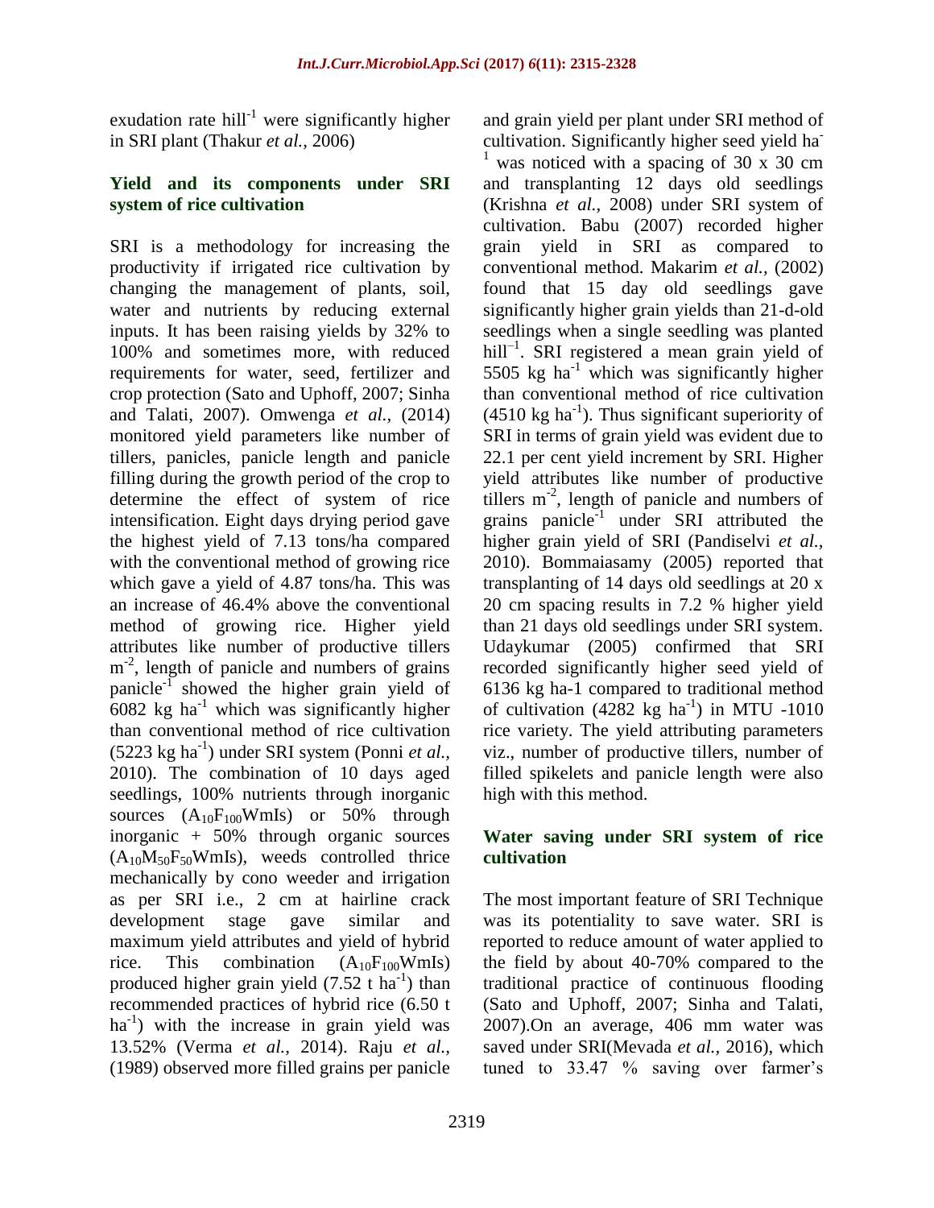exudation rate $hill^{-1}$ were significantly higher in SRI plant (Thakur *et al.,* 2006)

**Yield and its components under SRI system of rice cultivation**

SRI is a methodology for increasing the productivity if irrigated rice cultivation by changing the management of plants, soil, water and nutrients by reducing external inputs. It has been raising yields by 32% to 100% and sometimes more, with reduced requirements for water, seed, fertilizer and crop protection (Sato and Uphoff, 2007; Sinha and Talati, 2007). Omwenga *et al.,* (2014) monitored yield parameters like number of tillers, panicles, panicle length and panicle filling during the growth period of the crop to determine the effect of system of rice intensification. Eight days drying period gave the highest yield of 7.13 tons/ha compared with the conventional method of growing rice which gave a yield of 4.87 tons/ha. This was an increase of 46.4% above the conventional method of growing rice. Higher yield attributes like number of productive tillers $m^{-2}$, length of panicle and numbers of grains $panicle^{-1}$ showed the higher grain yield of 6082 kg $ha^{-1}$ which was significantly higher than conventional method of rice cultivation (5223 kg $ha^{-1}$) under SRI system (Ponni *et al.,* 2010). The combination of 10 days aged seedlings, 100% nutrients through inorganic sources ($A_{10}F_{100}WmIs$) or 50% through inorganic + 50% through organic sources ($A_{10}M_{50}F_{50}WmIs$), weeds controlled thrice mechanically by cono weeder and irrigation as per SRI i.e., 2 cm at hairline crack development stage gave similar and maximum yield attributes and yield of hybrid rice. This combination ($A_{10}F_{100}WmIs$) produced higher grain yield (7.52 t $ha^{-1}$) than recommended practices of hybrid rice (6.50 t $ha^{-1}$) with the increase in grain yield was 13.52% (Verma *et al.,* 2014). Raju *et al.,* (1989) observed more filled grains per panicle and grain yield per plant under SRI method of cultivation. Significantly higher seed yield $ha^{-1}$ was noticed with a spacing of 30 x 30 cm and transplanting 12 days old seedlings (Krishna *et al.,* 2008) under SRI system of cultivation. Babu (2007) recorded higher grain yield in SRI as compared to conventional method. Makarim *et al.,* (2002) found that 15 day old seedlings gave significantly higher grain yields than 21-d-old seedlings when a single seedling was planted $hill^{-1}$. SRI registered a mean grain yield of 5505 kg $ha^{-1}$ which was significantly higher than conventional method of rice cultivation (4510 kg $ha^{-1}$). Thus significant superiority of SRI in terms of grain yield was evident due to 22.1 per cent yield increment by SRI. Higher yield attributes like number of productive tillers $m^{-2}$, length of panicle and numbers of grains $panicle^{-1}$ under SRI attributed the higher grain yield of SRI (Pandiselvi *et al.,* 2010). Bommaiasamy (2005) reported that transplanting of 14 days old seedlings at 20 x 20 cm spacing results in 7.2 % higher yield than 21 days old seedlings under SRI system. Udaykumar (2005) confirmed that SRI recorded significantly higher seed yield of 6136 kg ha-1 compared to traditional method of cultivation (4282 kg $ha^{-1}$) in MTU -1010 rice variety. The yield attributing parameters viz., number of productive tillers, number of filled spikelets and panicle length were also high with this method.

**Water saving under SRI system of rice cultivation**

The most important feature of SRI Technique was its potentiality to save water. SRI is reported to reduce amount of water applied to the field by about 40-70% compared to the traditional practice of continuous flooding (Sato and Uphoff, 2007; Sinha and Talati, 2007).On an average, 406 mm water was saved under SRI(Mevada *et al.,* 2016), which tuned to 33.47 % saving over farmer's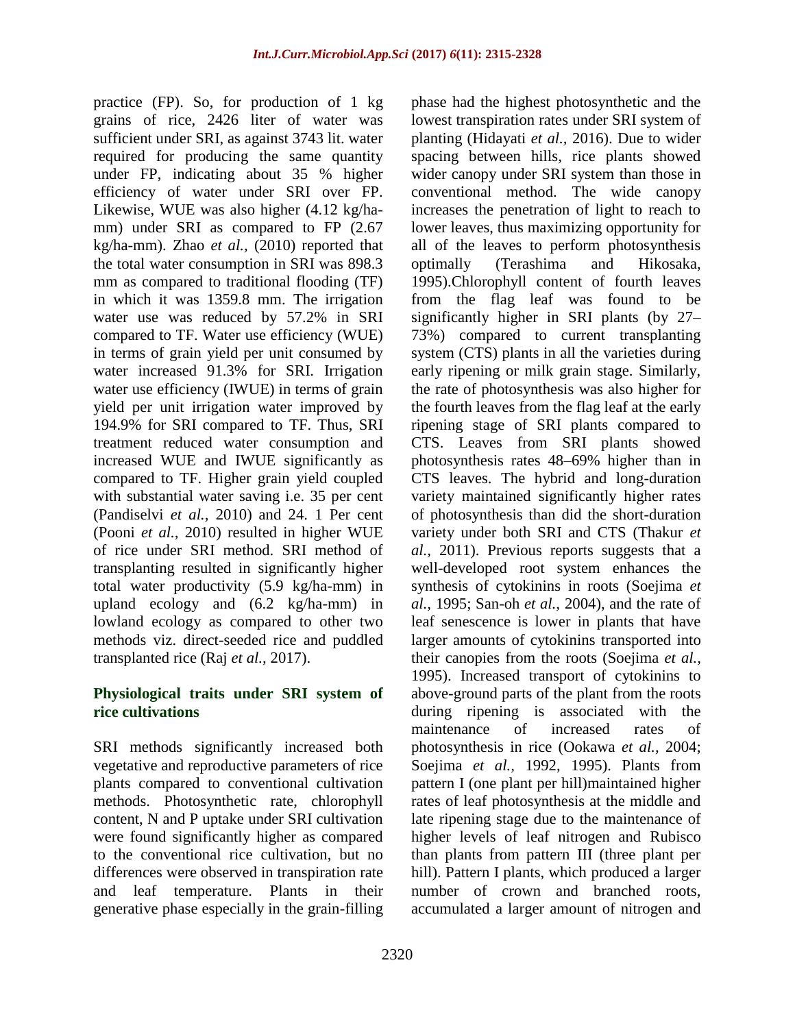practice (FP). So, for production of 1 kg grains of rice, 2426 liter of water was sufficient under SRI, as against 3743 lit. water required for producing the same quantity under FP, indicating about 35 % higher efficiency of water under SRI over FP. Likewise, WUE was also higher (4.12 kg/ha-mm) under SRI as compared to FP (2.67 kg/ha-mm). Zhao *et al.,* (2010) reported that the total water consumption in SRI was 898.3 mm as compared to traditional flooding (TF) in which it was 1359.8 mm. The irrigation water use was reduced by 57.2% in SRI compared to TF. Water use efficiency (WUE) in terms of grain yield per unit consumed by water increased 91.3% for SRI. Irrigation water use efficiency (IWUE) in terms of grain yield per unit irrigation water improved by 194.9% for SRI compared to TF. Thus, SRI treatment reduced water consumption and increased WUE and IWUE significantly as compared to TF. Higher grain yield coupled with substantial water saving i.e. 35 per cent (Pandiselvi *et al.,* 2010) and 24. 1 Per cent (Pooni *et al.,* 2010) resulted in higher WUE of rice under SRI method. SRI method of transplanting resulted in significantly higher total water productivity (5.9 kg/ha-mm) in upland ecology and (6.2 kg/ha-mm) in lowland ecology as compared to other two methods viz. direct-seeded rice and puddled transplanted rice (Raj *et al.,* 2017).

## Physiological traits under SRI system of rice cultivations

SRI methods significantly increased both vegetative and reproductive parameters of rice plants compared to conventional cultivation methods. Photosynthetic rate, chlorophyll content, N and P uptake under SRI cultivation were found significantly higher as compared to the conventional rice cultivation, but no differences were observed in transpiration rate and leaf temperature. Plants in their generative phase especially in the grain-filling phase had the highest photosynthetic and the lowest transpiration rates under SRI system of planting (Hidayati *et al.,* 2016). Due to wider spacing between hills, rice plants showed wider canopy under SRI system than those in conventional method. The wide canopy increases the penetration of light to reach to lower leaves, thus maximizing opportunity for all of the leaves to perform photosynthesis optimally (Terashima and Hikosaka, 1995).Chlorophyll content of fourth leaves from the flag leaf was found to be significantly higher in SRI plants (by 27–73%) compared to current transplanting system (CTS) plants in all the varieties during early ripening or milk grain stage. Similarly, the rate of photosynthesis was also higher for the fourth leaves from the flag leaf at the early ripening stage of SRI plants compared to CTS. Leaves from SRI plants showed photosynthesis rates 48–69% higher than in CTS leaves. The hybrid and long-duration variety maintained significantly higher rates of photosynthesis than did the short-duration variety under both SRI and CTS (Thakur *et al.,* 2011). Previous reports suggests that a well-developed root system enhances the synthesis of cytokinins in roots (Soejima *et al.,* 1995; San-oh *et al.,* 2004), and the rate of leaf senescence is lower in plants that have larger amounts of cytokinins transported into their canopies from the roots (Soejima *et al.,* 1995). Increased transport of cytokinins to above-ground parts of the plant from the roots during ripening is associated with the maintenance of increased rates of photosynthesis in rice (Ookawa *et al.,* 2004; Soejima *et al.,* 1992, 1995). Plants from pattern I (one plant per hill)maintained higher rates of leaf photosynthesis at the middle and late ripening stage due to the maintenance of higher levels of leaf nitrogen and Rubisco than plants from pattern III (three plant per hill). Pattern I plants, which produced a larger number of crown and branched roots, accumulated a larger amount of nitrogen and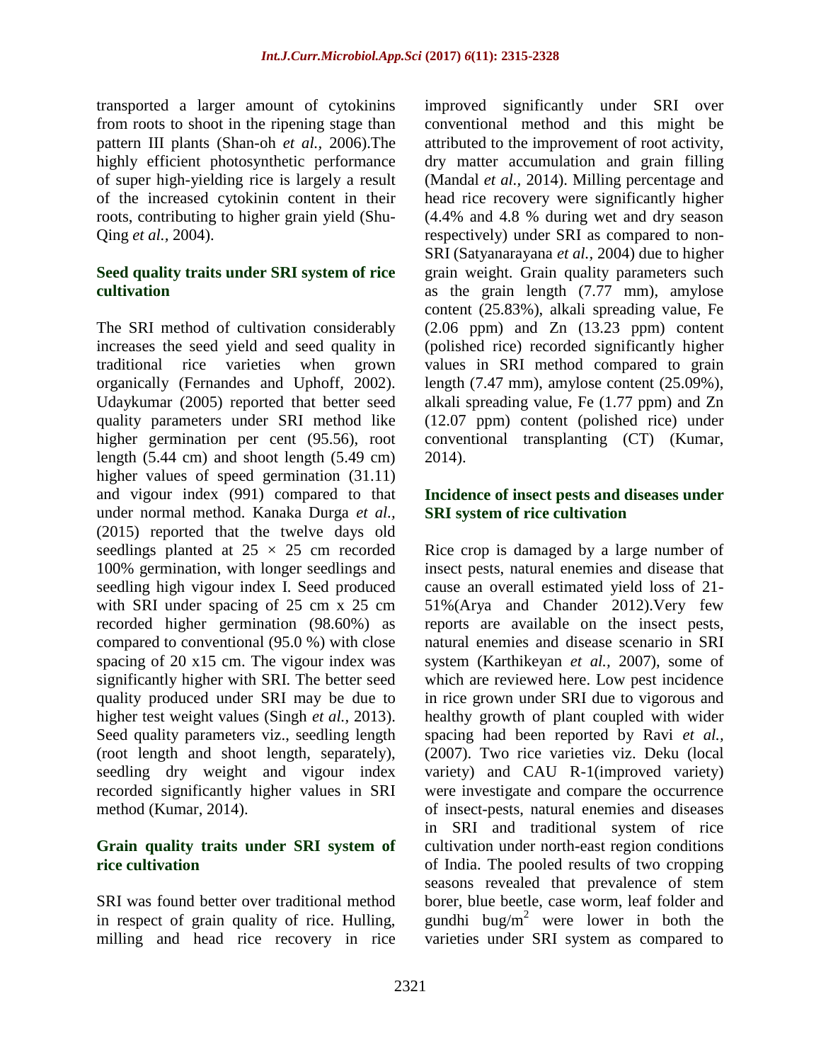transported a larger amount of cytokinins from roots to shoot in the ripening stage than pattern III plants (Shan-oh *et al.,* 2006).The highly efficient photosynthetic performance of super high-yielding rice is largely a result of the increased cytokinin content in their roots, contributing to higher grain yield (Shu-Qing *et al.,* 2004).

## Seed quality traits under SRI system of rice cultivation

The SRI method of cultivation considerably increases the seed yield and seed quality in traditional rice varieties when grown organically (Fernandes and Uphoff, 2002). Udaykumar (2005) reported that better seed quality parameters under SRI method like higher germination per cent (95.56), root length (5.44 cm) and shoot length (5.49 cm) higher values of speed germination (31.11) and vigour index (991) compared to that under normal method. Kanaka Durga *et al.,* (2015) reported that the twelve days old seedlings planted at 25 × 25 cm recorded 100% germination, with longer seedlings and seedling high vigour index I. Seed produced with SRI under spacing of 25 cm x 25 cm recorded higher germination (98.60%) as compared to conventional (95.0 %) with close spacing of 20 x15 cm. The vigour index was significantly higher with SRI. The better seed quality produced under SRI may be due to higher test weight values (Singh *et al.,* 2013). Seed quality parameters viz., seedling length (root length and shoot length, separately), seedling dry weight and vigour index recorded significantly higher values in SRI method (Kumar, 2014).

## Grain quality traits under SRI system of rice cultivation

SRI was found better over traditional method in respect of grain quality of rice. Hulling, milling and head rice recovery in rice improved significantly under SRI over conventional method and this might be attributed to the improvement of root activity, dry matter accumulation and grain filling (Mandal *et al.,* 2014). Milling percentage and head rice recovery were significantly higher (4.4% and 4.8 % during wet and dry season respectively) under SRI as compared to non-SRI (Satyanarayana *et al.,* 2004) due to higher grain weight. Grain quality parameters such as the grain length (7.77 mm), amylose content (25.83%), alkali spreading value, Fe (2.06 ppm) and Zn (13.23 ppm) content (polished rice) recorded significantly higher values in SRI method compared to grain length (7.47 mm), amylose content (25.09%), alkali spreading value, Fe (1.77 ppm) and Zn (12.07 ppm) content (polished rice) under conventional transplanting (CT) (Kumar, 2014).

## Incidence of insect pests and diseases under SRI system of rice cultivation

Rice crop is damaged by a large number of insect pests, natural enemies and disease that cause an overall estimated yield loss of 21-51%(Arya and Chander 2012).Very few reports are available on the insect pests, natural enemies and disease scenario in SRI system (Karthikeyan *et al.,* 2007), some of which are reviewed here. Low pest incidence in rice grown under SRI due to vigorous and healthy growth of plant coupled with wider spacing had been reported by Ravi *et al.,* (2007). Two rice varieties viz. Deku (local variety) and CAU R-1(improved variety) were investigate and compare the occurrence of insect-pests, natural enemies and diseases in SRI and traditional system of rice cultivation under north-east region conditions of India. The pooled results of two cropping seasons revealed that prevalence of stem borer, blue beetle, case worm, leaf folder and gundhi bug/$m^2$ were lower in both the varieties under SRI system as compared to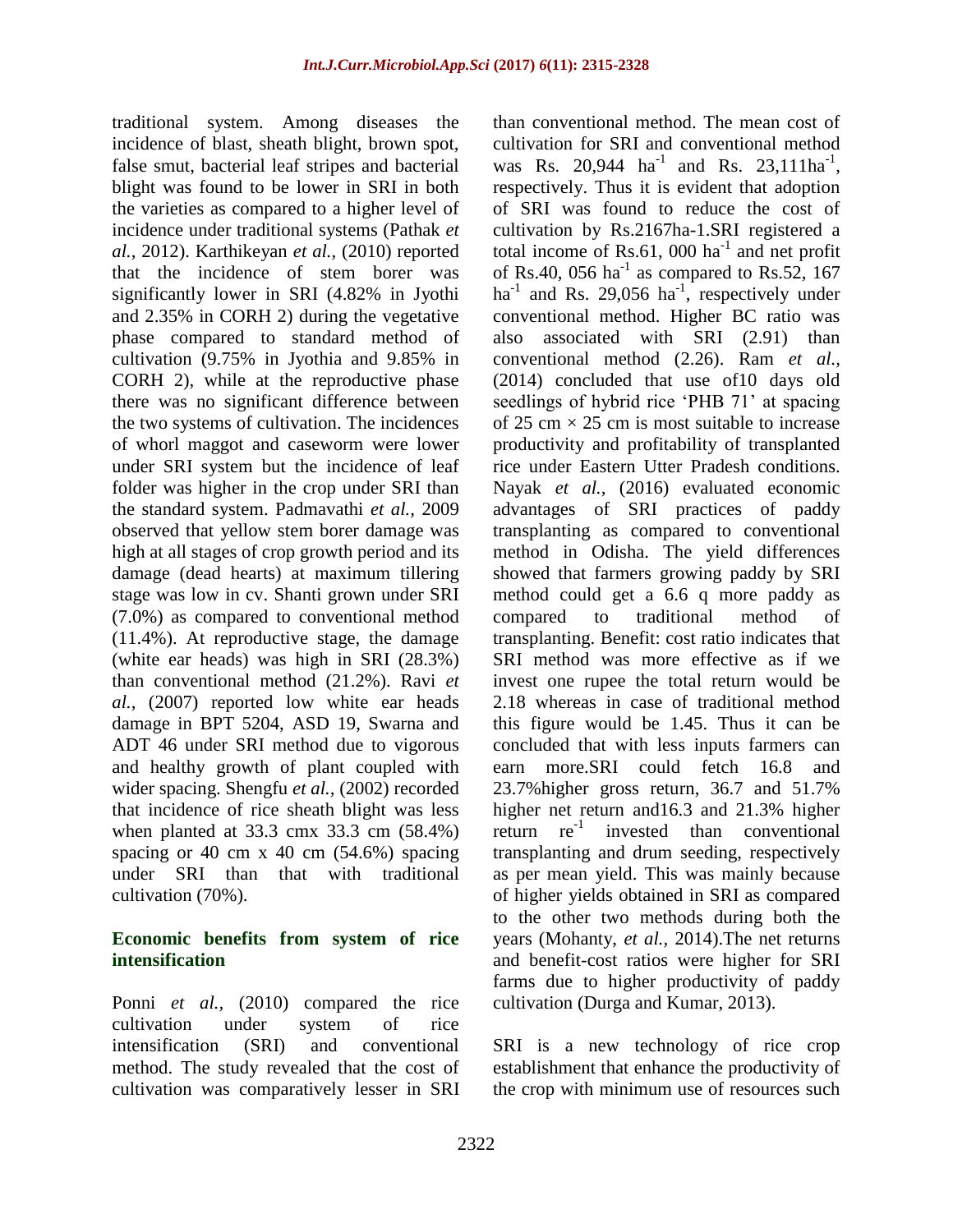traditional system. Among diseases the incidence of blast, sheath blight, brown spot, false smut, bacterial leaf stripes and bacterial blight was found to be lower in SRI in both the varieties as compared to a higher level of incidence under traditional systems (Pathak *et al.*, 2012). Karthikeyan *et al.,* (2010) reported that the incidence of stem borer was significantly lower in SRI (4.82% in Jyothi and 2.35% in CORH 2) during the vegetative phase compared to standard method of cultivation (9.75% in Jyothia and 9.85% in CORH 2), while at the reproductive phase there was no significant difference between the two systems of cultivation. The incidences of whorl maggot and caseworm were lower under SRI system but the incidence of leaf folder was higher in the crop under SRI than the standard system. Padmavathi *et al.*, 2009 observed that yellow stem borer damage was high at all stages of crop growth period and its damage (dead hearts) at maximum tillering stage was low in cv. Shanti grown under SRI (7.0%) as compared to conventional method (11.4%). At reproductive stage, the damage (white ear heads) was high in SRI (28.3%) than conventional method (21.2%). Ravi *et al.,* (2007) reported low white ear heads damage in BPT 5204, ASD 19, Swarna and ADT 46 under SRI method due to vigorous and healthy growth of plant coupled with wider spacing. Shengfu *et al.*, (2002) recorded that incidence of rice sheath blight was less when planted at 33.3 cmx 33.3 cm (58.4%) spacing or 40 cm x 40 cm (54.6%) spacing under SRI than that with traditional cultivation (70%).

### Economic benefits from system of rice intensification

Ponni *et al.,* (2010) compared the rice cultivation under system of rice intensification (SRI) and conventional method. The study revealed that the cost of cultivation was comparatively lesser in SRI than conventional method. The mean cost of cultivation for SRI and conventional method was Rs. 20,944 $ha^{-1}$ and Rs. 23,111$ha^{-1}$, respectively. Thus it is evident that adoption of SRI was found to reduce the cost of cultivation by Rs.2167ha-1.SRI registered a total income of Rs.61, 000 $ha^{-1}$ and net profit of Rs.40, 056 $ha^{-1}$ as compared to Rs.52, 167 $ha^{-1}$ and Rs. 29,056 $ha^{-1}$, respectively under conventional method. Higher BC ratio was also associated with SRI (2.91) than conventional method (2.26). Ram *et al.,* (2014) concluded that use of10 days old seedlings of hybrid rice 'PHB 71' at spacing of 25 cm × 25 cm is most suitable to increase productivity and profitability of transplanted rice under Eastern Utter Pradesh conditions. Nayak *et al.,* (2016) evaluated economic advantages of SRI practices of paddy transplanting as compared to conventional method in Odisha. The yield differences showed that farmers growing paddy by SRI method could get a 6.6 q more paddy as compared to traditional method of transplanting. Benefit: cost ratio indicates that SRI method was more effective as if we invest one rupee the total return would be 2.18 whereas in case of traditional method this figure would be 1.45. Thus it can be concluded that with less inputs farmers can earn more.SRI could fetch 16.8 and 23.7%higher gross return, 36.7 and 51.7% higher net return and16.3 and 21.3% higher return $re^{-1}$ invested than conventional transplanting and drum seeding, respectively as per mean yield. This was mainly because of higher yields obtained in SRI as compared to the other two methods during both the years (Mohanty, *et al.*, 2014).The net returns and benefit-cost ratios were higher for SRI farms due to higher productivity of paddy cultivation (Durga and Kumar, 2013).

SRI is a new technology of rice crop establishment that enhance the productivity of the crop with minimum use of resources such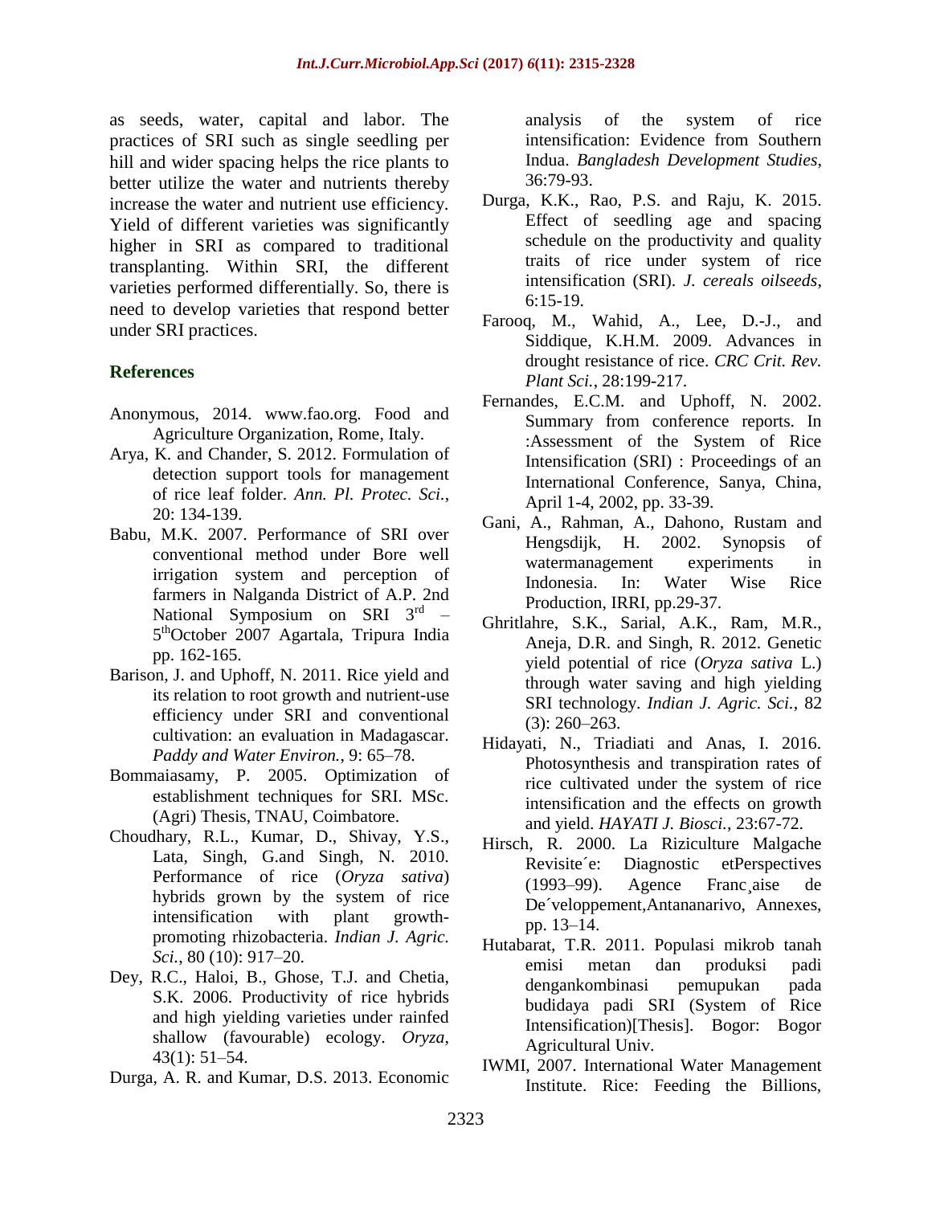as seeds, water, capital and labor. The practices of SRI such as single seedling per hill and wider spacing helps the rice plants to better utilize the water and nutrients thereby increase the water and nutrient use efficiency. Yield of different varieties was significantly higher in SRI as compared to traditional transplanting. Within SRI, the different varieties performed differentially. So, there is need to develop varieties that respond better under SRI practices.

## References

Anonymous, 2014. www.fao.org. Food and Agriculture Organization, Rome, Italy.

Arya, K. and Chander, S. 2012. Formulation of detection support tools for management of rice leaf folder. *Ann. Pl. Protec. Sci.*, 20: 134-139.

Babu, M.K. 2007. Performance of SRI over conventional method under Bore well irrigation system and perception of farmers in Nalganda District of A.P. 2nd National Symposium on SRI 3rd – 5thOctober 2007 Agartala, Tripura India pp. 162-165.

Barison, J. and Uphoff, N. 2011. Rice yield and its relation to root growth and nutrient-use efficiency under SRI and conventional cultivation: an evaluation in Madagascar. *Paddy and Water Environ.*, 9: 65–78.

Bommaiasamy, P. 2005. Optimization of establishment techniques for SRI. MSc. (Agri) Thesis, TNAU, Coimbatore.

Choudhary, R.L., Kumar, D., Shivay, Y.S., Lata, Singh, G.and Singh, N. 2010. Performance of rice (*Oryza sativa*) hybrids grown by the system of rice intensification with plant growth-promoting rhizobacteria. *Indian J. Agric. Sci.*, 80 (10): 917–20.

Dey, R.C., Haloi, B., Ghose, T.J. and Chetia, S.K. 2006. Productivity of rice hybrids and high yielding varieties under rainfed shallow (favourable) ecology. *Oryza*, 43(1): 51–54.

Durga, A. R. and Kumar, D.S. 2013. Economic analysis of the system of rice intensification: Evidence from Southern Indua. *Bangladesh Development Studies*, 36:79-93.

Durga, K.K., Rao, P.S. and Raju, K. 2015. Effect of seedling age and spacing schedule on the productivity and quality traits of rice under system of rice intensification (SRI). *J. cereals oilseeds*, 6:15-19.

Farooq, M., Wahid, A., Lee, D.-J., and Siddique, K.H.M. 2009. Advances in drought resistance of rice. *CRC Crit. Rev. Plant Sci.*, 28:199-217.

Fernandes, E.C.M. and Uphoff, N. 2002. Summary from conference reports. In :Assessment of the System of Rice Intensification (SRI) : Proceedings of an International Conference, Sanya, China, April 1-4, 2002, pp. 33-39.

Gani, A., Rahman, A., Dahono, Rustam and Hengsdijk, H. 2002. Synopsis of watermanagement experiments in Indonesia. In: Water Wise Rice Production, IRRI, pp.29-37.

Ghritlahre, S.K., Sarial, A.K., Ram, M.R., Aneja, D.R. and Singh, R. 2012. Genetic yield potential of rice (*Oryza sativa* L.) through water saving and high yielding SRI technology. *Indian J. Agric. Sci.*, 82 (3): 260–263.

Hidayati, N., Triadiati and Anas, I. 2016. Photosynthesis and transpiration rates of rice cultivated under the system of rice intensification and the effects on growth and yield. *HAYATI J. Biosci.*, 23:67-72.

Hirsch, R. 2000. La Riziculture Malgache Revisite´e: Diagnostic etPerspectives (1993–99). Agence Franc¸aise de De´veloppement,Antananarivo, Annexes, pp. 13–14.

Hutabarat, T.R. 2011. Populasi mikrob tanah emisi metan dan produksi padi dengankombinasi pemupukan pada budidaya padi SRI (System of Rice Intensification)[Thesis]. Bogor: Bogor Agricultural Univ.

IWMI, 2007. International Water Management Institute. Rice: Feeding the Billions,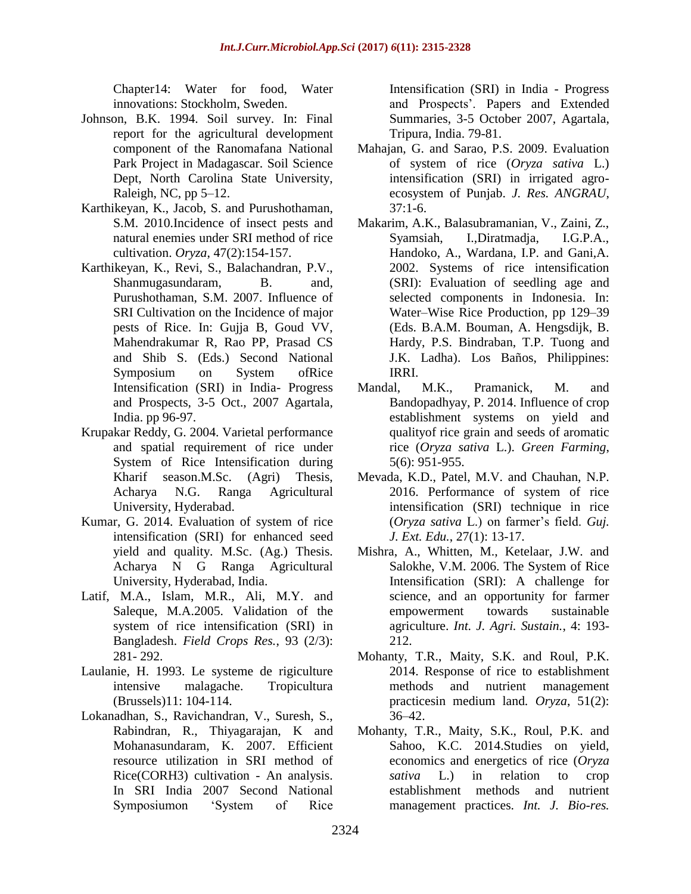Chapter14: Water for food, Water innovations: Stockholm, Sweden.

Johnson, B.K. 1994. Soil survey. In: Final report for the agricultural development component of the Ranomafana National Park Project in Madagascar. Soil Science Dept, North Carolina State University, Raleigh, NC, pp 5–12.

Karthikeyan, K., Jacob, S. and Purushothaman, S.M. 2010.Incidence of insect pests and natural enemies under SRI method of rice cultivation. *Oryza,* 47(2):154-157.

Karthikeyan, K., Revi, S., Balachandran, P.V., Shanmugasundaram, B. and, Purushothaman, S.M. 2007. Influence of SRI Cultivation on the Incidence of major pests of Rice. In: Gujja B, Goud VV, Mahendrakumar R, Rao PP, Prasad CS and Shib S. (Eds.) Second National Symposium on System ofRice Intensification (SRI) in India- Progress and Prospects, 3-5 Oct., 2007 Agartala, India. pp 96-97.

Krupakar Reddy, G. 2004. Varietal performance and spatial requirement of rice under System of Rice Intensification during Kharif season.M.Sc. (Agri) Thesis, Acharya N.G. Ranga Agricultural University, Hyderabad.

Kumar, G. 2014. Evaluation of system of rice intensification (SRI) for enhanced seed yield and quality. M.Sc. (Ag.) Thesis. Acharya N G Ranga Agricultural University, Hyderabad, India.

Latif, M.A., Islam, M.R., Ali, M.Y. and Saleque, M.A.2005. Validation of the system of rice intensification (SRI) in Bangladesh. *Field Crops Res.*, 93 (2/3): 281- 292.

Laulanie, H. 1993. Le systeme de rigiculture intensive malagache. Tropicultura (Brussels)11: 104-114.

Lokanadhan, S., Ravichandran, V., Suresh, S., Rabindran, R., Thiyagarajan, K and Mohanasundaram, K. 2007. Efficient resource utilization in SRI method of Rice(CORH3) cultivation - An analysis. In SRI India 2007 Second National Symposiumon 'System of Rice Intensification (SRI) in India - Progress and Prospects'. Papers and Extended Summaries, 3-5 October 2007, Agartala, Tripura, India. 79-81.

Mahajan, G. and Sarao, P.S. 2009. Evaluation of system of rice (*Oryza sativa* L.) intensification (SRI) in irrigated agro-ecosystem of Punjab. *J. Res. ANGRAU*, 37:1-6.

Makarim, A.K., Balasubramanian, V., Zaini, Z., Syamsiah, I.,Diratmadja, I.G.P.A., Handoko, A., Wardana, I.P. and Gani,A. 2002. Systems of rice intensification (SRI): Evaluation of seedling age and selected components in Indonesia. In: Water–Wise Rice Production, pp 129–39 (Eds. B.A.M. Bouman, A. Hengsdijk, B. Hardy, P.S. Bindraban, T.P. Tuong and J.K. Ladha). Los Baños, Philippines: IRRI.

Mandal, M.K., Pramanick, M. and Bandopadhyay, P. 2014. Influence of crop establishment systems on yield and qualityof rice grain and seeds of aromatic rice (*Oryza sativa* L.). *Green Farming*, 5(6): 951-955.

Mevada, K.D., Patel, M.V. and Chauhan, N.P. 2016. Performance of system of rice intensification (SRI) technique in rice (*Oryza sativa* L.) on farmer's field. *Guj. J. Ext. Edu.*, 27(1): 13-17.

Mishra, A., Whitten, M., Ketelaar, J.W. and Salokhe, V.M. 2006. The System of Rice Intensification (SRI): A challenge for science, and an opportunity for farmer empowerment towards sustainable agriculture. *Int. J. Agri. Sustain.*, 4: 193-212.

Mohanty, T.R., Maity, S.K. and Roul, P.K. 2014. Response of rice to establishment methods and nutrient management practicesin medium land. *Oryza*, 51(2): 36–42.

Mohanty, T.R., Maity, S.K., Roul, P.K. and Sahoo, K.C. 2014.Studies on yield, economics and energetics of rice (*Oryza sativa* L.) in relation to crop establishment methods and nutrient management practices. *Int. J. Bio-res.*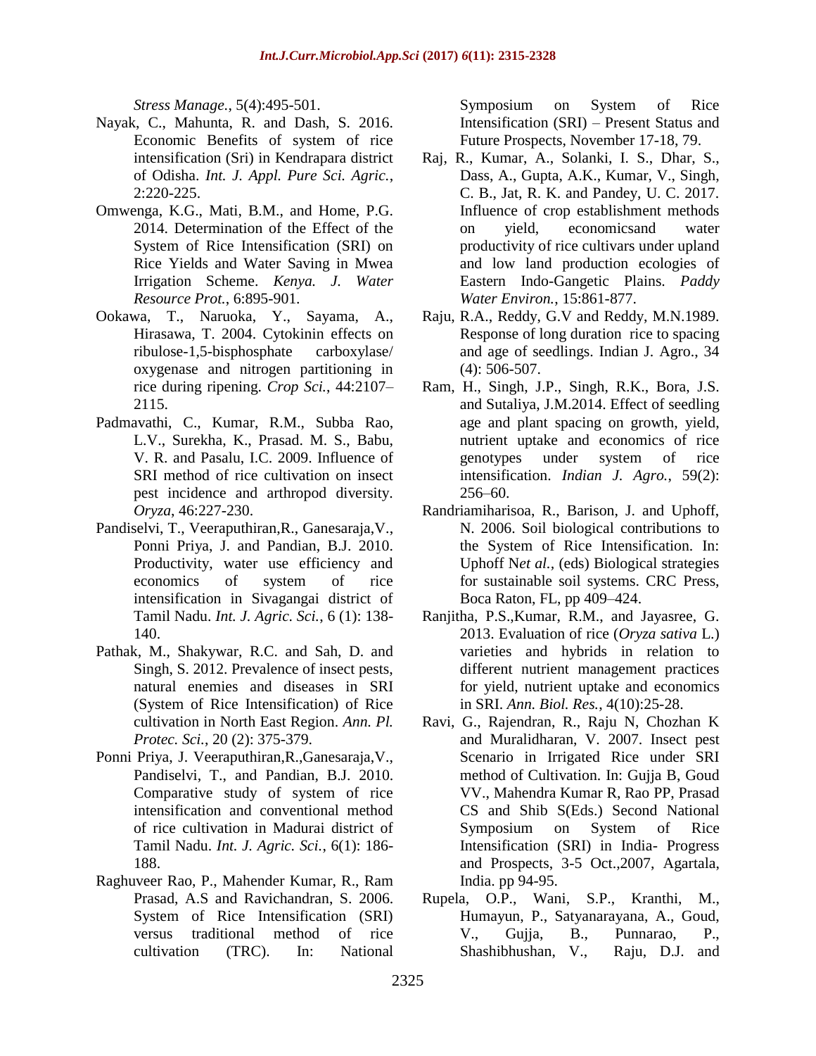*Stress Manage.*, 5(4):495-501.

Nayak, C., Mahunta, R. and Dash, S. 2016. Economic Benefits of system of rice intensification (Sri) in Kendrapara district of Odisha. *Int. J. Appl. Pure Sci. Agric.*, 2:220-225.

Omwenga, K.G., Mati, B.M., and Home, P.G. 2014. Determination of the Effect of the System of Rice Intensification (SRI) on Rice Yields and Water Saving in Mwea Irrigation Scheme. *Kenya. J. Water Resource Prot.*, 6:895-901.

Ookawa, T., Naruoka, Y., Sayama, A., Hirasawa, T. 2004. Cytokinin effects on ribulose-1,5-bisphosphate carboxylase/ oxygenase and nitrogen partitioning in rice during ripening. *Crop Sci.*, 44:2107–2115.

Padmavathi, C., Kumar, R.M., Subba Rao, L.V., Surekha, K., Prasad. M. S., Babu, V. R. and Pasalu, I.C. 2009. Influence of SRI method of rice cultivation on insect pest incidence and arthropod diversity. *Oryza*, 46:227-230.

Pandiselvi, T., Veeraputhiran,R., Ganesaraja,V., Ponni Priya, J. and Pandian, B.J. 2010. Productivity, water use efficiency and economics of system of rice intensification in Sivagangai district of Tamil Nadu. *Int. J. Agric. Sci.*, 6 (1): 138-140.

Pathak, M., Shakywar, R.C. and Sah, D. and Singh, S. 2012. Prevalence of insect pests, natural enemies and diseases in SRI (System of Rice Intensification) of Rice cultivation in North East Region. *Ann. Pl. Protec. Sci.*, 20 (2): 375-379.

Ponni Priya, J. Veeraputhiran,R.,Ganesaraja,V., Pandiselvi, T., and Pandian, B.J. 2010. Comparative study of system of rice intensification and conventional method of rice cultivation in Madurai district of Tamil Nadu. *Int. J. Agric. Sci.*, 6(1): 186-188.

Raghuveer Rao, P., Mahender Kumar, R., Ram Prasad, A.S and Ravichandran, S. 2006. System of Rice Intensification (SRI) versus traditional method of rice cultivation (TRC). In: National Symposium on System of Rice Intensification (SRI) – Present Status and Future Prospects, November 17-18, 79.

Raj, R., Kumar, A., Solanki, I. S., Dhar, S., Dass, A., Gupta, A.K., Kumar, V., Singh, C. B., Jat, R. K. and Pandey, U. C. 2017. Influence of crop establishment methods on yield, economicsand water productivity of rice cultivars under upland and low land production ecologies of Eastern Indo-Gangetic Plains. *Paddy Water Environ.*, 15:861-877.

Raju, R.A., Reddy, G.V and Reddy, M.N.1989. Response of long duration rice to spacing and age of seedlings. Indian J. Agro., 34 (4): 506-507.

Ram, H., Singh, J.P., Singh, R.K., Bora, J.S. and Sutaliya, J.M.2014. Effect of seedling age and plant spacing on growth, yield, nutrient uptake and economics of rice genotypes under system of rice intensification. *Indian J. Agro.*, 59(2): 256–60.

Randriamiharisoa, R., Barison, J. and Uphoff, N. 2006. Soil biological contributions to the System of Rice Intensification. In: Uphoff N*et al.*, (eds) Biological strategies for sustainable soil systems. CRC Press, Boca Raton, FL, pp 409–424.

Ranjitha, P.S.,Kumar, R.M., and Jayasree, G. 2013. Evaluation of rice (*Oryza sativa* L.) varieties and hybrids in relation to different nutrient management practices for yield, nutrient uptake and economics in SRI. *Ann. Biol. Res.*, 4(10):25-28.

Ravi, G., Rajendran, R., Raju N, Chozhan K and Muralidharan, V. 2007. Insect pest Scenario in Irrigated Rice under SRI method of Cultivation. In: Gujja B, Goud VV., Mahendra Kumar R, Rao PP, Prasad CS and Shib S(Eds.) Second National Symposium on System of Rice Intensification (SRI) in India- Progress and Prospects, 3-5 Oct.,2007, Agartala, India. pp 94-95.

Rupela, O.P., Wani, S.P., Kranthi, M., Humayun, P., Satyanarayana, A., Goud, V., Gujja, B., Punnarao, P., Shashibhushan, V., Raju, D.J. and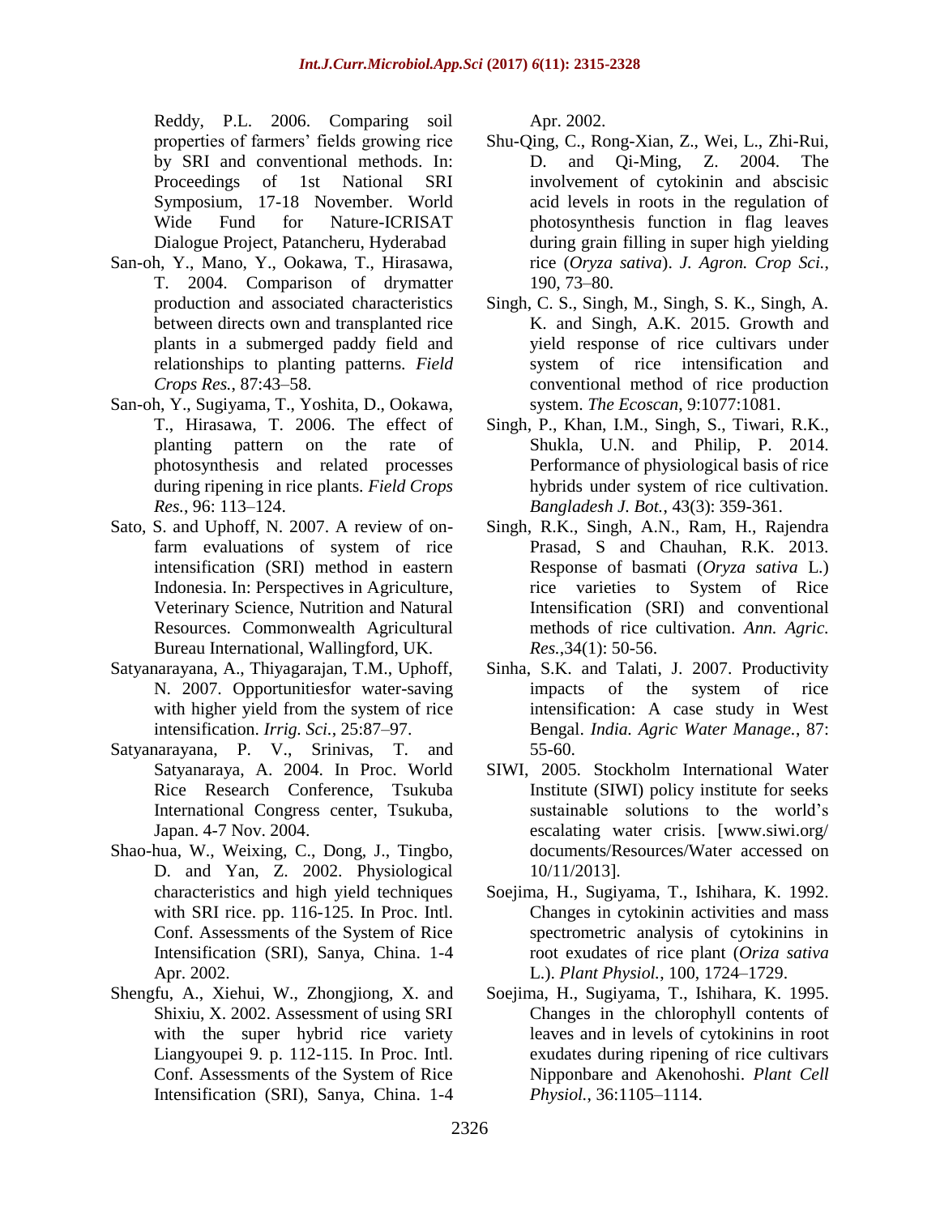Reddy, P.L. 2006. Comparing soil properties of farmers' fields growing rice by SRI and conventional methods. In: Proceedings of 1st National SRI Symposium, 17-18 November. World Wide Fund for Nature-ICRISAT Dialogue Project, Patancheru, Hyderabad

San-oh, Y., Mano, Y., Ookawa, T., Hirasawa, T. 2004. Comparison of drymatter production and associated characteristics between directs own and transplanted rice plants in a submerged paddy field and relationships to planting patterns. *Field Crops Res.*, 87:43–58.

San-oh, Y., Sugiyama, T., Yoshita, D., Ookawa, T., Hirasawa, T. 2006. The effect of planting pattern on the rate of photosynthesis and related processes during ripening in rice plants. *Field Crops Res.*, 96: 113–124.

Sato, S. and Uphoff, N. 2007. A review of on-farm evaluations of system of rice intensification (SRI) method in eastern Indonesia. In: Perspectives in Agriculture, Veterinary Science, Nutrition and Natural Resources. Commonwealth Agricultural Bureau International, Wallingford, UK.

Satyanarayana, A., Thiyagarajan, T.M., Uphoff, N. 2007. Opportunitiesfor water-saving with higher yield from the system of rice intensification. *Irrig. Sci.*, 25:87–97.

Satyanarayana, P. V., Srinivas, T. and Satyanaraya, A. 2004. In Proc. World Rice Research Conference, Tsukuba International Congress center, Tsukuba, Japan. 4-7 Nov. 2004.

Shao-hua, W., Weixing, C., Dong, J., Tingbo, D. and Yan, Z. 2002. Physiological characteristics and high yield techniques with SRI rice. pp. 116-125. In Proc. Intl. Conf. Assessments of the System of Rice Intensification (SRI), Sanya, China. 1-4 Apr. 2002.

Shengfu, A., Xiehui, W., Zhongjiong, X. and Shixiu, X. 2002. Assessment of using SRI with the super hybrid rice variety Liangyoupei 9. p. 112-115. In Proc. Intl. Conf. Assessments of the System of Rice Intensification (SRI), Sanya, China. 1-4 Apr. 2002.

Shu-Qing, C., Rong-Xian, Z., Wei, L., Zhi-Rui, D. and Qi-Ming, Z. 2004. The involvement of cytokinin and abscisic acid levels in roots in the regulation of photosynthesis function in flag leaves during grain filling in super high yielding rice (*Oryza sativa*). *J. Agron. Crop Sci.*, 190, 73–80.

Singh, C. S., Singh, M., Singh, S. K., Singh, A. K. and Singh, A.K. 2015. Growth and yield response of rice cultivars under system of rice intensification and conventional method of rice production system. *The Ecoscan*, 9:1077:1081.

Singh, P., Khan, I.M., Singh, S., Tiwari, R.K., Shukla, U.N. and Philip, P. 2014. Performance of physiological basis of rice hybrids under system of rice cultivation. *Bangladesh J. Bot.*, 43(3): 359-361.

Singh, R.K., Singh, A.N., Ram, H., Rajendra Prasad, S and Chauhan, R.K. 2013. Response of basmati (*Oryza sativa* L.) rice varieties to System of Rice Intensification (SRI) and conventional methods of rice cultivation. *Ann. Agric. Res.*,34(1): 50-56.

Sinha, S.K. and Talati, J. 2007. Productivity impacts of the system of rice intensification: A case study in West Bengal. *India. Agric Water Manage.*, 87: 55-60.

SIWI, 2005. Stockholm International Water Institute (SIWI) policy institute for seeks sustainable solutions to the world's escalating water crisis. [www.siwi.org/ documents/Resources/Water accessed on 10/11/2013].

Soejima, H., Sugiyama, T., Ishihara, K. 1992. Changes in cytokinin activities and mass spectrometric analysis of cytokinins in root exudates of rice plant (*Oriza sativa* L.). *Plant Physiol.*, 100, 1724–1729.

Soejima, H., Sugiyama, T., Ishihara, K. 1995. Changes in the chlorophyll contents of leaves and in levels of cytokinins in root exudates during ripening of rice cultivars Nipponbare and Akenohoshi. *Plant Cell Physiol.*, 36:1105–1114.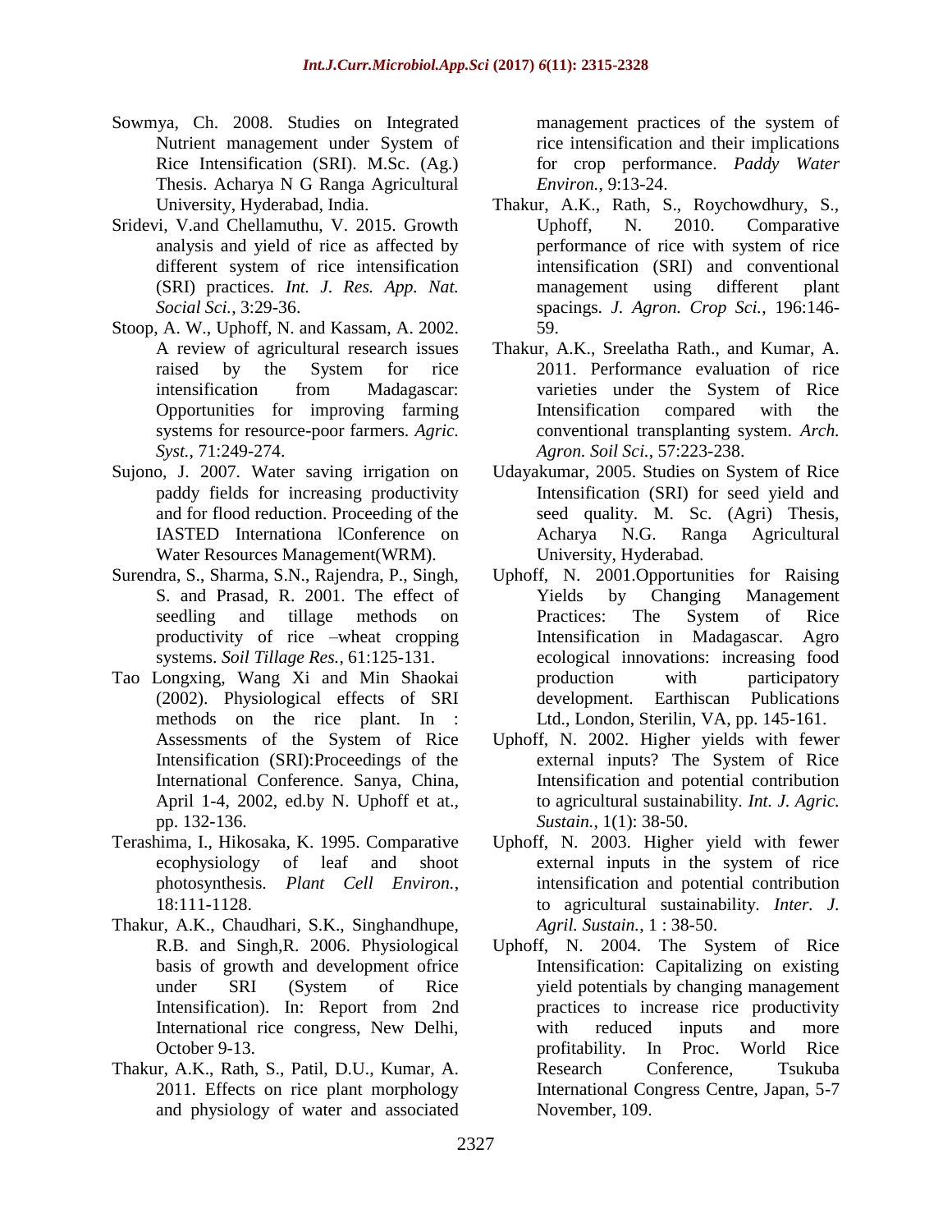Sowmya, Ch. 2008. Studies on Integrated Nutrient management under System of Rice Intensification (SRI). M.Sc. (Ag.) Thesis. Acharya N G Ranga Agricultural University, Hyderabad, India.

Sridevi, V.and Chellamuthu, V. 2015. Growth analysis and yield of rice as affected by different system of rice intensification (SRI) practices. *Int. J. Res. App. Nat. Social Sci.*, 3:29-36.

Stoop, A. W., Uphoff, N. and Kassam, A. 2002. A review of agricultural research issues raised by the System for rice intensification from Madagascar: Opportunities for improving farming systems for resource-poor farmers. *Agric. Syst.*, 71:249-274.

Sujono, J. 2007. Water saving irrigation on paddy fields for increasing productivity and for flood reduction. Proceeding of the IASTED Internationa lConference on Water Resources Management(WRM).

Surendra, S., Sharma, S.N., Rajendra, P., Singh, S. and Prasad, R. 2001. The effect of seedling and tillage methods on productivity of rice –wheat cropping systems. *Soil Tillage Res.*, 61:125-131.

Tao Longxing, Wang Xi and Min Shaokai (2002). Physiological effects of SRI methods on the rice plant. In : Assessments of the System of Rice Intensification (SRI):Proceedings of the International Conference. Sanya, China, April 1-4, 2002, ed.by N. Uphoff et at., pp. 132-136.

Terashima, I., Hikosaka, K. 1995. Comparative ecophysiology of leaf and shoot photosynthesis. *Plant Cell Environ.*, 18:111-1128.

Thakur, A.K., Chaudhari, S.K., Singhandhupe, R.B. and Singh,R. 2006. Physiological basis of growth and development ofrice under SRI (System of Rice Intensification). In: Report from 2nd International rice congress, New Delhi, October 9-13.

Thakur, A.K., Rath, S., Patil, D.U., Kumar, A. 2011. Effects on rice plant morphology and physiology of water and associated management practices of the system of rice intensification and their implications for crop performance. *Paddy Water Environ.*, 9:13-24.

Thakur, A.K., Rath, S., Roychowdhury, S., Uphoff, N. 2010. Comparative performance of rice with system of rice intensification (SRI) and conventional management using different plant spacings. *J. Agron. Crop Sci.*, 196:146-59.

Thakur, A.K., Sreelatha Rath., and Kumar, A. 2011. Performance evaluation of rice varieties under the System of Rice Intensification compared with the conventional transplanting system. *Arch. Agron. Soil Sci.*, 57:223-238.

Udayakumar, 2005. Studies on System of Rice Intensification (SRI) for seed yield and seed quality. M. Sc. (Agri) Thesis, Acharya N.G. Ranga Agricultural University, Hyderabad.

Uphoff, N. 2001.Opportunities for Raising Yields by Changing Management Practices: The System of Rice Intensification in Madagascar. Agro ecological innovations: increasing food production with participatory development. Earthiscan Publications Ltd., London, Sterilin, VA, pp. 145-161.

Uphoff, N. 2002. Higher yields with fewer external inputs? The System of Rice Intensification and potential contribution to agricultural sustainability. *Int. J. Agric. Sustain.*, 1(1): 38-50.

Uphoff, N. 2003. Higher yield with fewer external inputs in the system of rice intensification and potential contribution to agricultural sustainability. *Inter. J. Agril. Sustain.*, 1 : 38-50.

Uphoff, N. 2004. The System of Rice Intensification: Capitalizing on existing yield potentials by changing management practices to increase rice productivity with reduced inputs and more profitability. In Proc. World Rice Research Conference, Tsukuba International Congress Centre, Japan, 5-7 November, 109.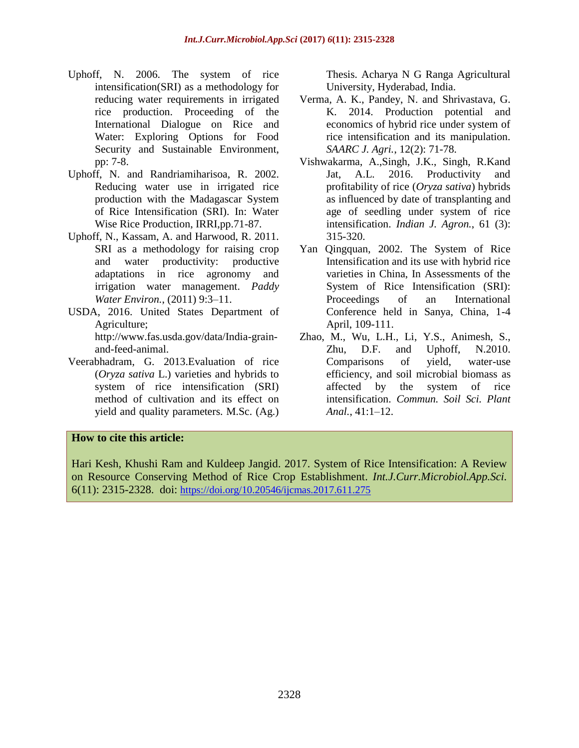Uphoff, N. 2006. The system of rice intensification(SRI) as a methodology for reducing water requirements in irrigated rice production. Proceeding of the International Dialogue on Rice and Water: Exploring Options for Food Security and Sustainable Environment, pp: 7-8.

Uphoff, N. and Randriamiharisoa, R. 2002. Reducing water use in irrigated rice production with the Madagascar System of Rice Intensification (SRI). In: Water Wise Rice Production, IRRI,pp.71-87.

Uphoff, N., Kassam, A. and Harwood, R. 2011. SRI as a methodology for raising crop and water productivity: productive adaptations in rice agronomy and irrigation water management. *Paddy Water Environ.*, (2011) 9:3–11.

USDA, 2016. United States Department of Agriculture; http://www.fas.usda.gov/data/India-grain-and-feed-animal.

Veerabhadram, G. 2013.Evaluation of rice (*Oryza sativa* L.) varieties and hybrids to system of rice intensification (SRI) method of cultivation and its effect on yield and quality parameters. M.Sc. (Ag.) Thesis. Acharya N G Ranga Agricultural University, Hyderabad, India.

Verma, A. K., Pandey, N. and Shrivastava, G. K. 2014. Production potential and economics of hybrid rice under system of rice intensification and its manipulation. *SAARC J. Agri.*, 12(2): 71-78.

Vishwakarma, A.,Singh, J.K., Singh, R.Kand Jat, A.L. 2016. Productivity and profitability of rice (*Oryza sativa*) hybrids as influenced by date of transplanting and age of seedling under system of rice intensification. *Indian J. Agron.*, 61 (3): 315-320.

Yan Qingquan, 2002. The System of Rice Intensification and its use with hybrid rice varieties in China, In Assessments of the System of Rice Intensification (SRI): Proceedings of an International Conference held in Sanya, China, 1-4 April, 109-111.

Zhao, M., Wu, L.H., Li, Y.S., Animesh, S., Zhu, D.F. and Uphoff, N.2010. Comparisons of yield, water-use efficiency, and soil microbial biomass as affected by the system of rice intensification. *Commun. Soil Sci. Plant Anal.*, 41:1–12.

**How to cite this article:**

Hari Kesh, Khushi Ram and Kuldeep Jangid. 2017. System of Rice Intensification: A Review on Resource Conserving Method of Rice Crop Establishment. *Int.J.Curr.Microbiol.App.Sci.* 6(11): 2315-2328. doi: https://doi.org/10.20546/ijcmas.2017.611.275